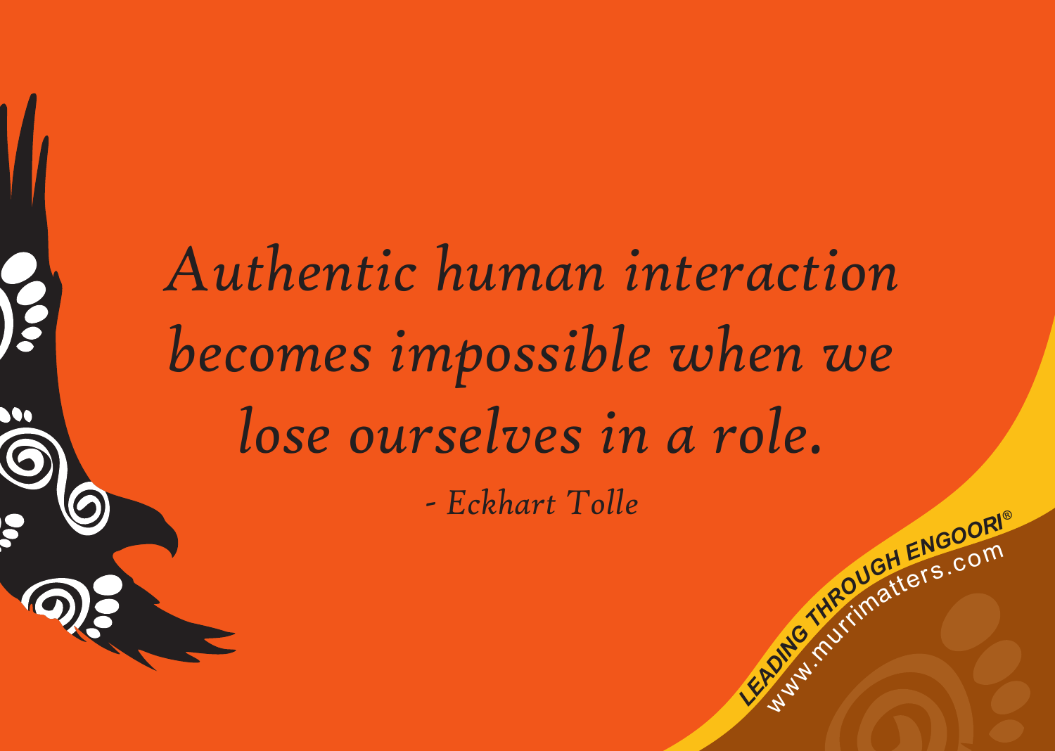*Authentic human interaction becomes impossible when we lose ourselves in a role.*

*- Eckhart Tolle*

LEADING THROUGH ENGOORI®

www.murrimatters.com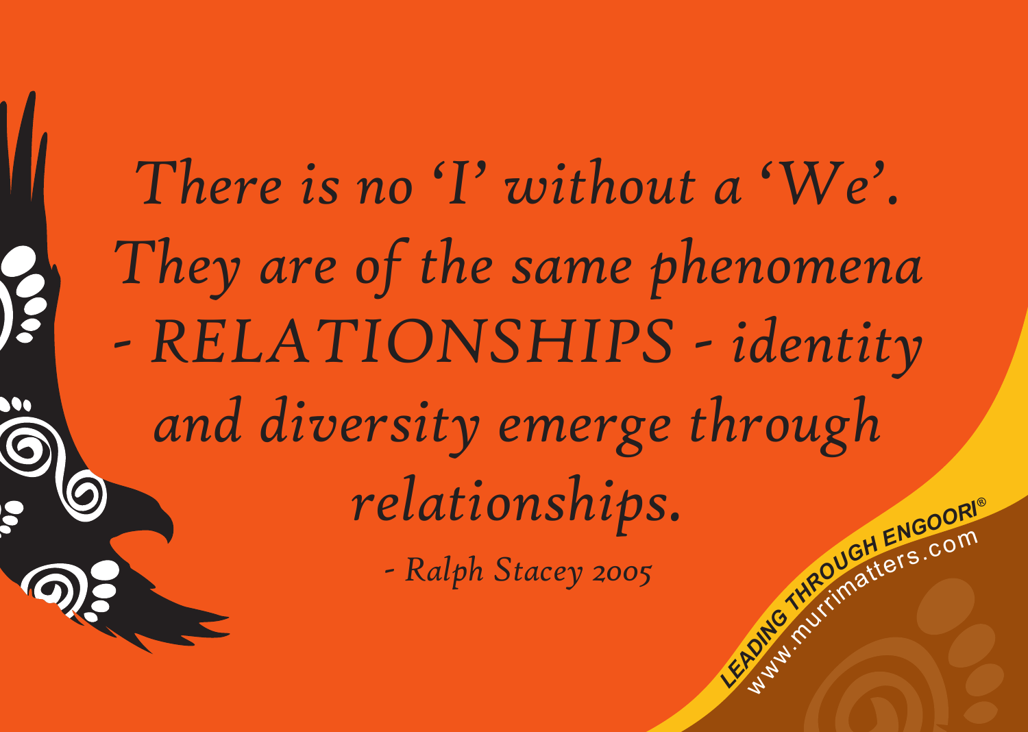*There is no 'I' without a 'We'. They are of the same phenomena - RELATIONSHIPS - identity and diversity emerge through relationships.*

*- Ralph Stacey 2005*

LEADING THROUGH ENGOORI®
www.murrimatters.com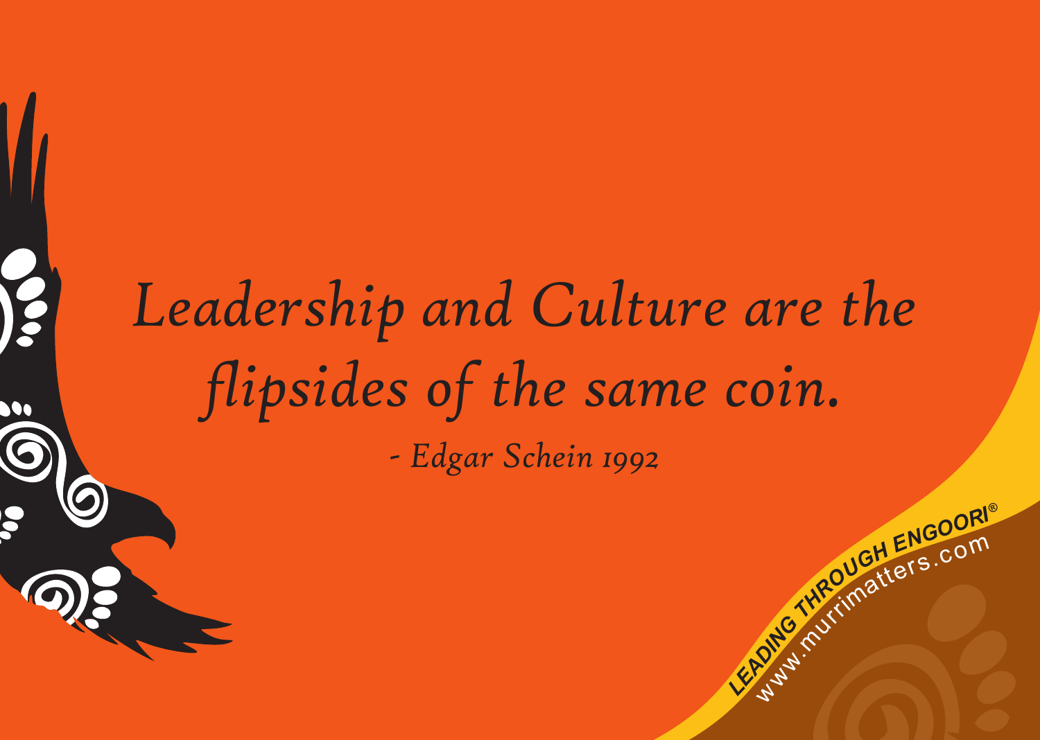*Leadership and Culture are the flipsides of the same coin.*

*- Edgar Schein 1992*

LEADING THROUGH ENGOORI®
www.murrimatters.com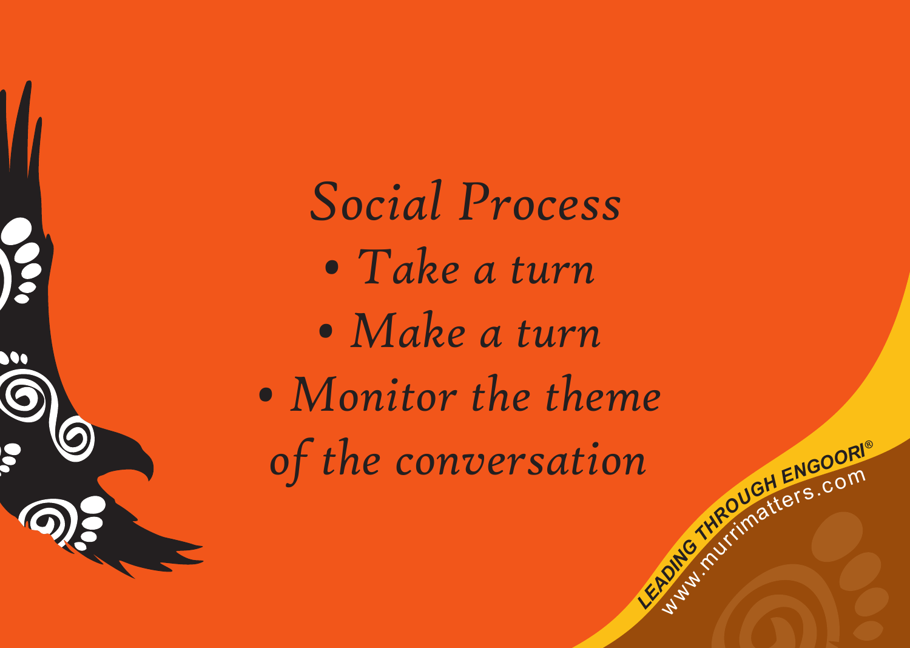# *Social Process*

- *Take a turn*
- *Make a turn*
- *Monitor the theme of the conversation*

LEADING THROUGH ENGOORI®
www.murrimatters.com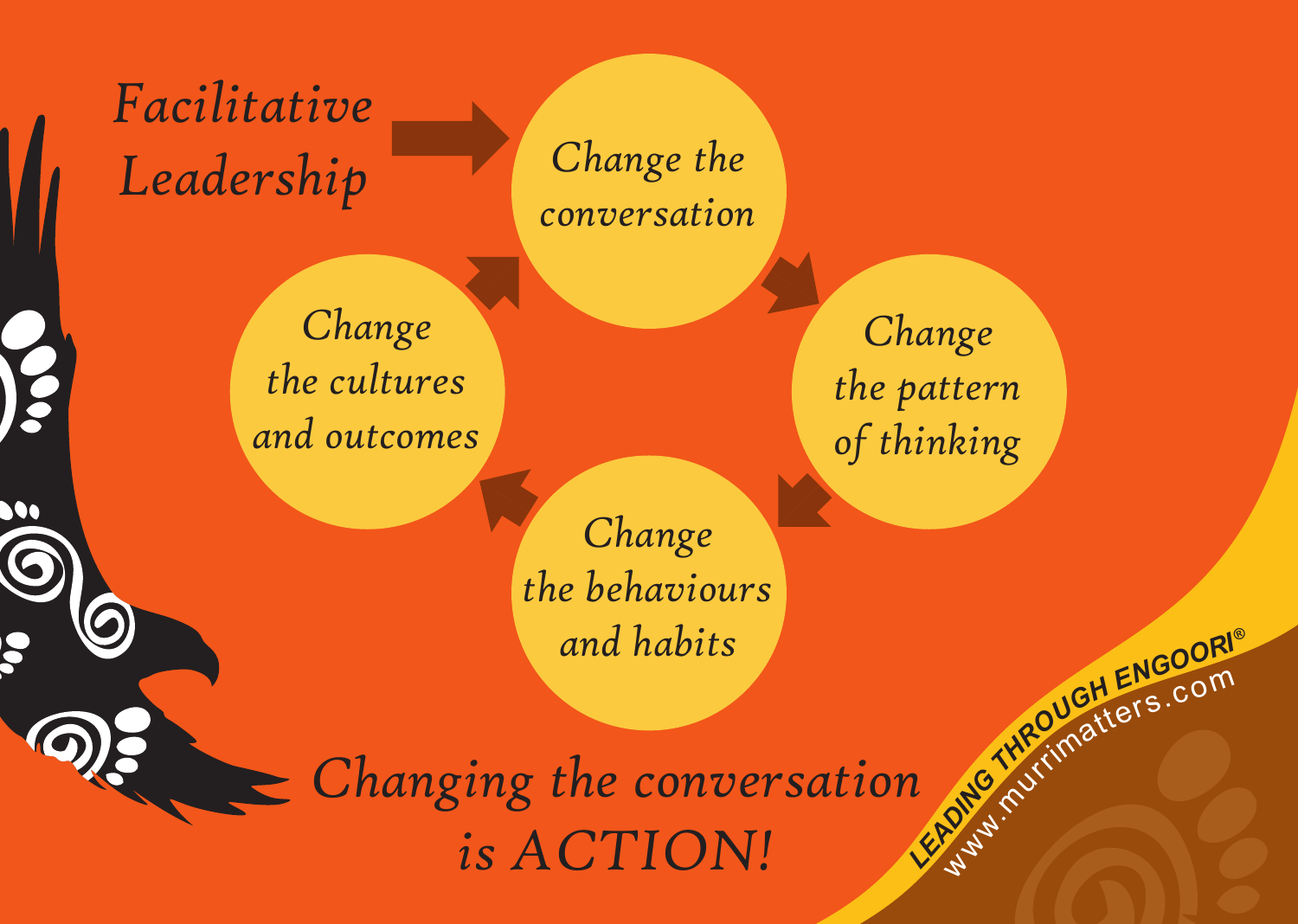*Facitative Leadership*

*Change the conversation*

*Change the pattern of thinking*

*Change the behaviours and habits*

*Change the cultures and outcomes*

*Changing the conversation is ACTION!*

LEADING THROUGH ENGOORI®

www.murrimatters.com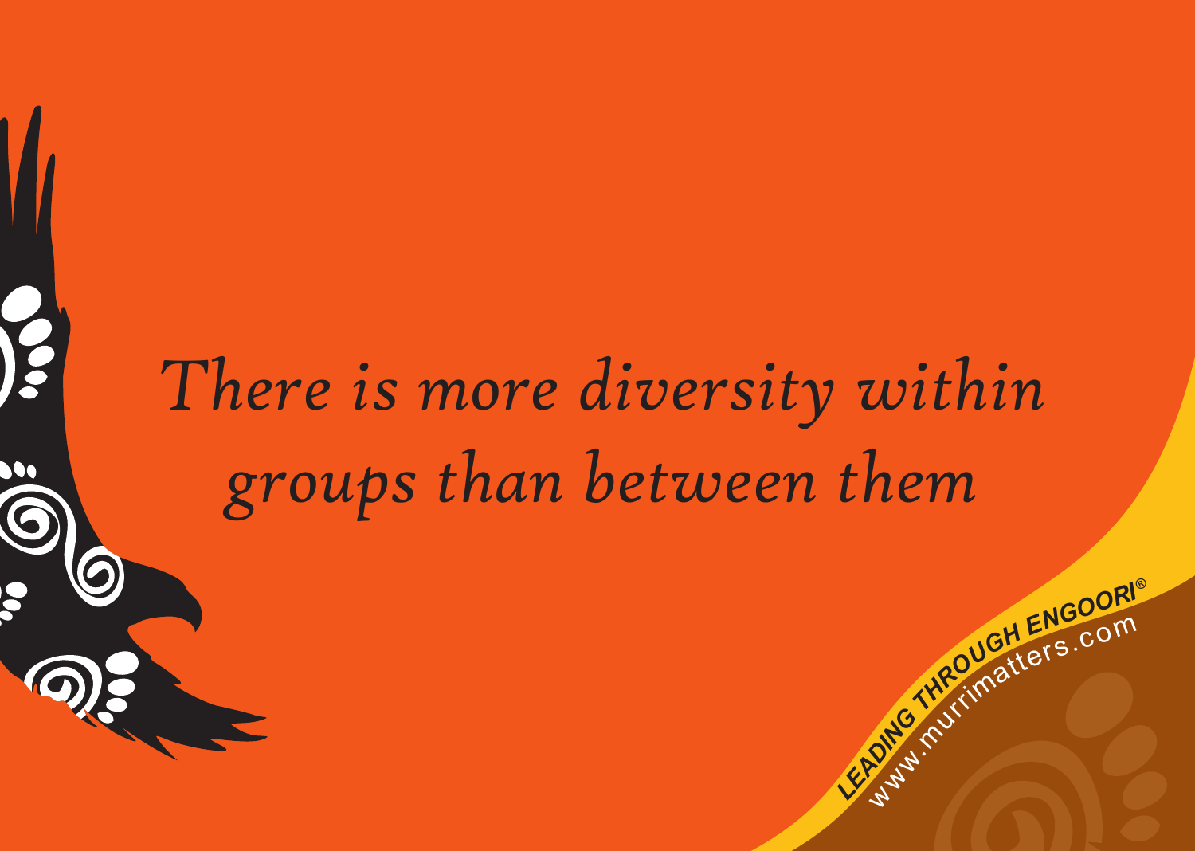*There is more diversity within groups than between them*

**LEADING THROUGH ENGOORI®**
www.murrimatters.com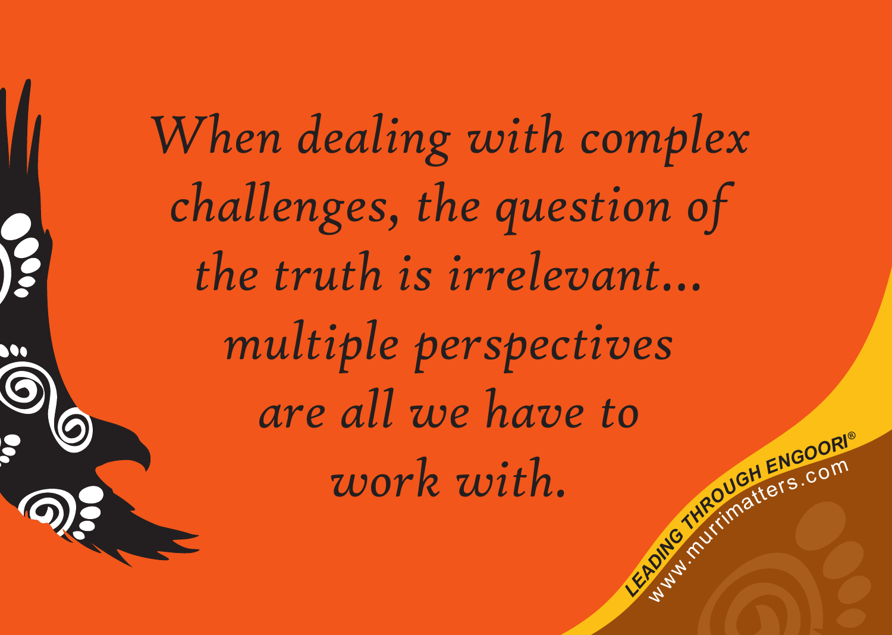*When dealing with complex challenges, the question of the truth is irrelevant... multiple perspectives are all we have to work with.*

LEADING THROUGH ENGOORI®
www.murrimatters.com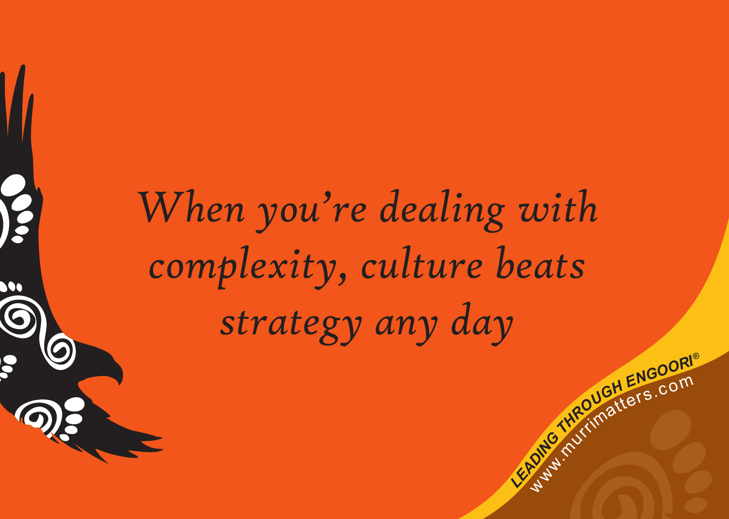*When you're dealing with complexity, culture beats strategy any day*

LEADING THROUGH ENGOORI®

www.murrimatters.com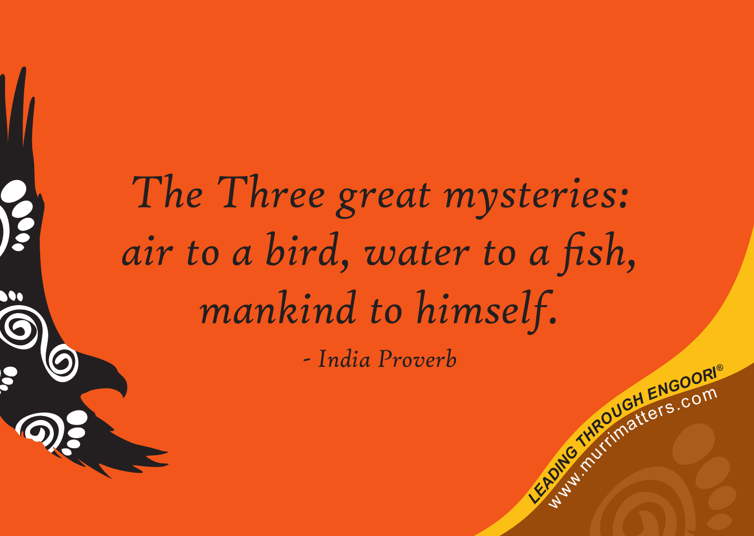*The Three great mysteries:*
*air to a bird, water to a fish,*
*mankind to himself.*

*- India Proverb*

LEADING THROUGH ENGOORI®
www.murrimatters.com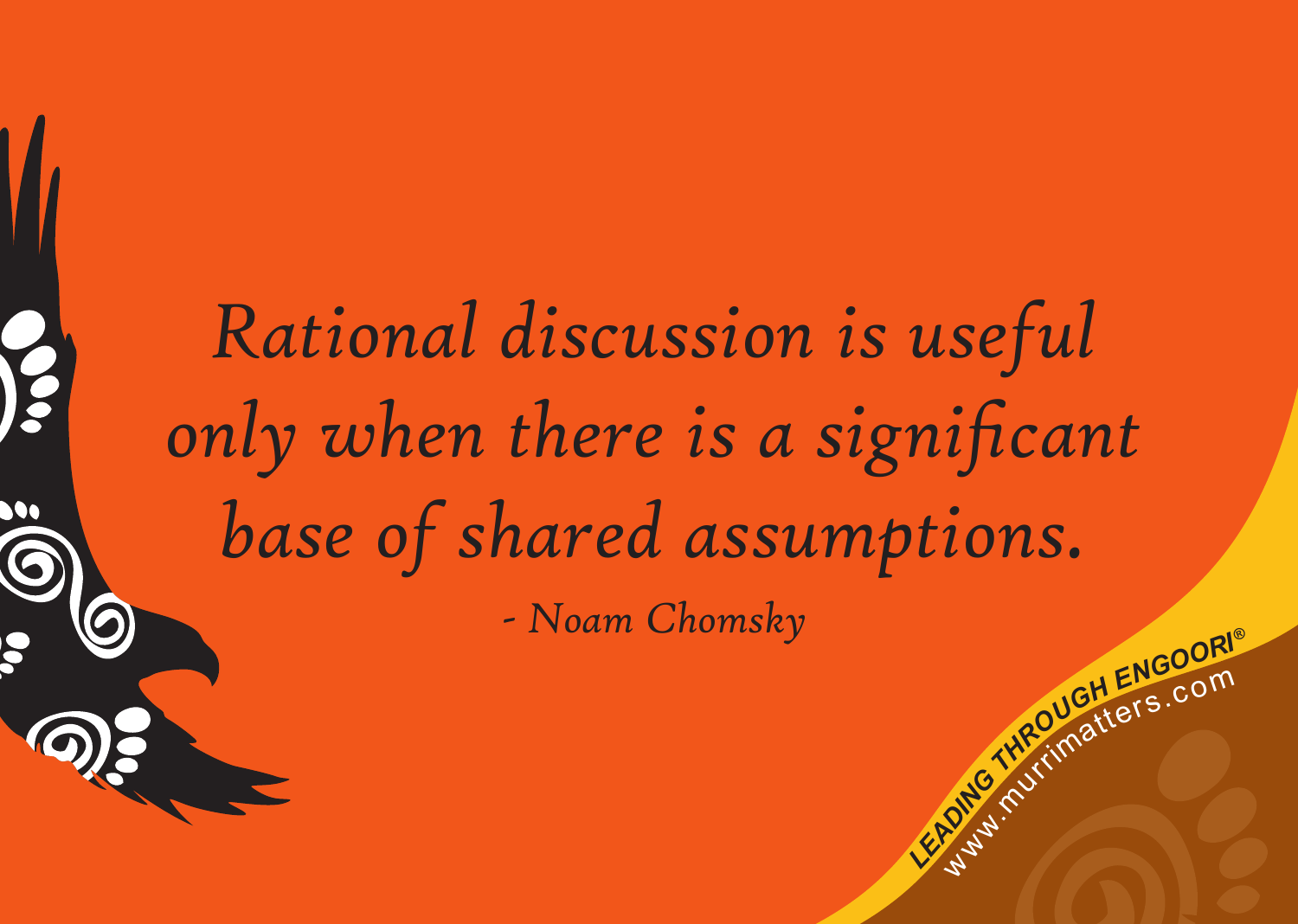*Rational discussion is useful only when there is a significant base of shared assumptions.*

*- Noam Chomsky*

LEADING THROUGH ENGOORI®

www.murrimatters.com